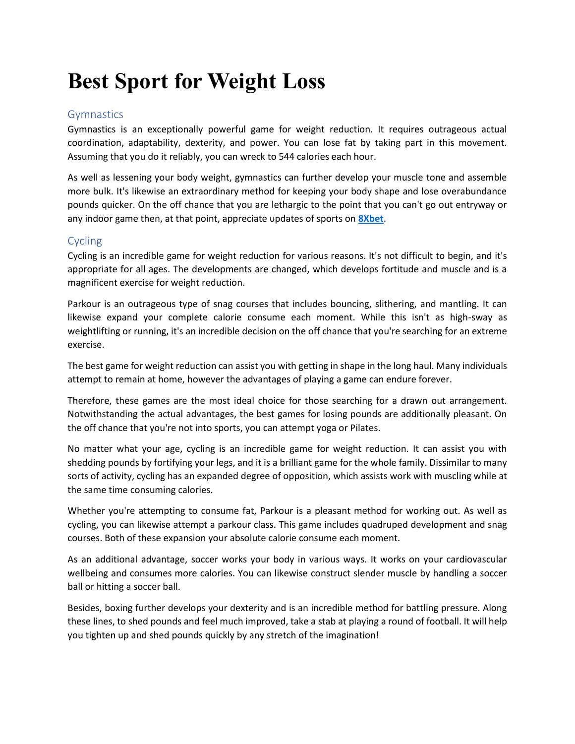# Best Sport for Weight Loss

## Gymnastics

Gymnastics is an exceptionally powerful game for weight reduction. It requires outrageous actual coordination, adaptability, dexterity, and power. You can lose fat by taking part in this movement. Assuming that you do it reliably, you can wreck to 544 calories each hour.

As well as lessening your body weight, gymnastics can further develop your muscle tone and assemble more bulk. It's likewise an extraordinary method for keeping your body shape and lose overabundance pounds quicker. On the off chance that you are lethargic to the point that you can't go out entryway or any indoor game then, at that point, appreciate updates of sports on **8Xbet**.

## Cycling

Cycling is an incredible game for weight reduction for various reasons. It's not difficult to begin, and it's appropriate for all ages. The developments are changed, which develops fortitude and muscle and is a magnificent exercise for weight reduction.

Parkour is an outrageous type of snag courses that includes bouncing, slithering, and mantling. It can likewise expand your complete calorie consume each moment. While this isn't as high-sway as weightlifting or running, it's an incredible decision on the off chance that you're searching for an extreme exercise.

The best game for weight reduction can assist you with getting in shape in the long haul. Many individuals attempt to remain at home, however the advantages of playing a game can endure forever.

Therefore, these games are the most ideal choice for those searching for a drawn out arrangement. Notwithstanding the actual advantages, the best games for losing pounds are additionally pleasant. On the off chance that you're not into sports, you can attempt yoga or Pilates.

No matter what your age, cycling is an incredible game for weight reduction. It can assist you with shedding pounds by fortifying your legs, and it is a brilliant game for the whole family. Dissimilar to many sorts of activity, cycling has an expanded degree of opposition, which assists work with muscling while at the same time consuming calories.

Whether you're attempting to consume fat, Parkour is a pleasant method for working out. As well as cycling, you can likewise attempt a parkour class. This game includes quadruped development and snag courses. Both of these expansion your absolute calorie consume each moment.

As an additional advantage, soccer works your body in various ways. It works on your cardiovascular wellbeing and consumes more calories. You can likewise construct slender muscle by handling a soccer ball or hitting a soccer ball.

Besides, boxing further develops your dexterity and is an incredible method for battling pressure. Along these lines, to shed pounds and feel much improved, take a stab at playing a round of football. It will help you tighten up and shed pounds quickly by any stretch of the imagination!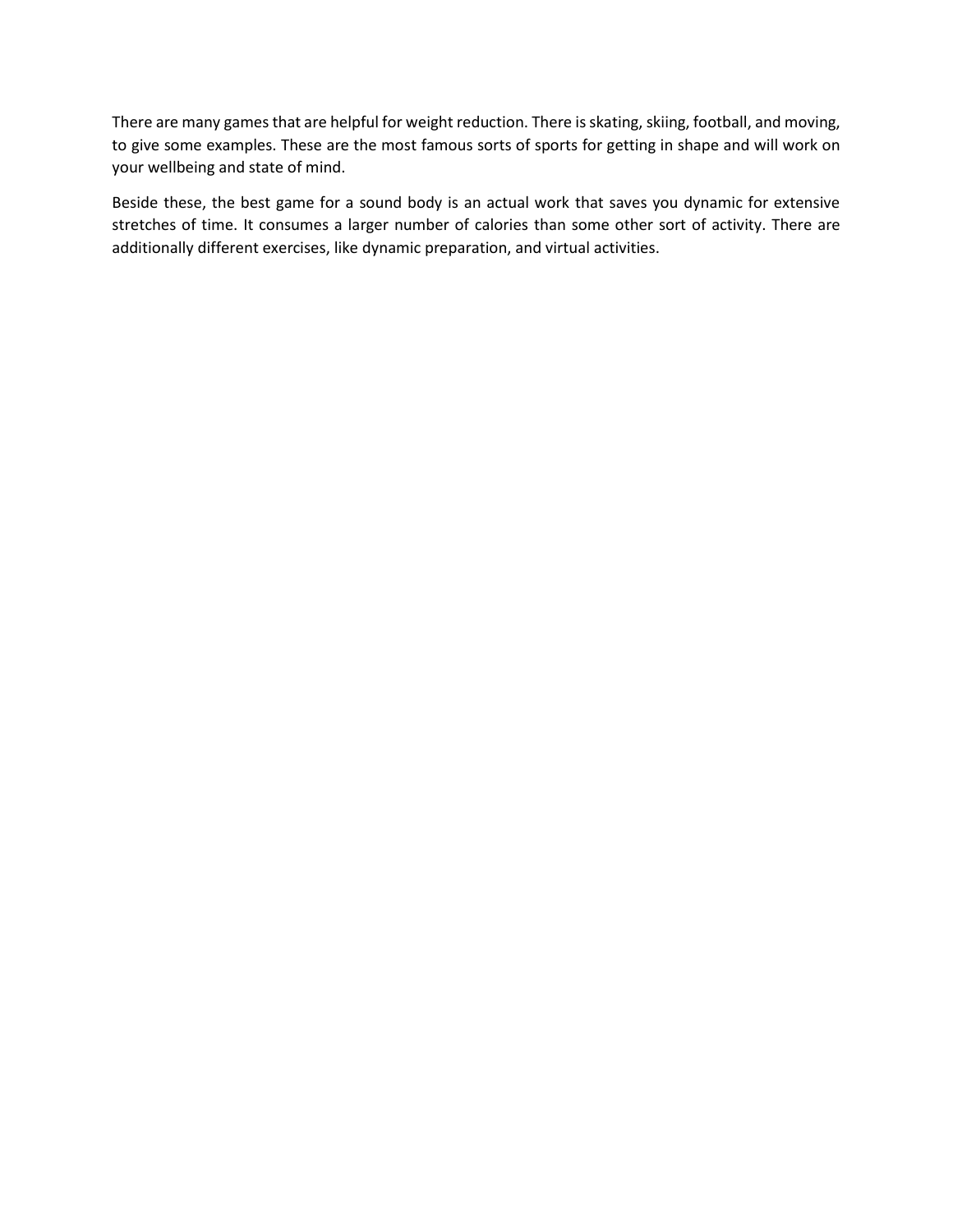There are many games that are helpful for weight reduction. There is skating, skiing, football, and moving, to give some examples. These are the most famous sorts of sports for getting in shape and will work on your wellbeing and state of mind.

Beside these, the best game for a sound body is an actual work that saves you dynamic for extensive stretches of time. It consumes a larger number of calories than some other sort of activity. There are additionally different exercises, like dynamic preparation, and virtual activities.